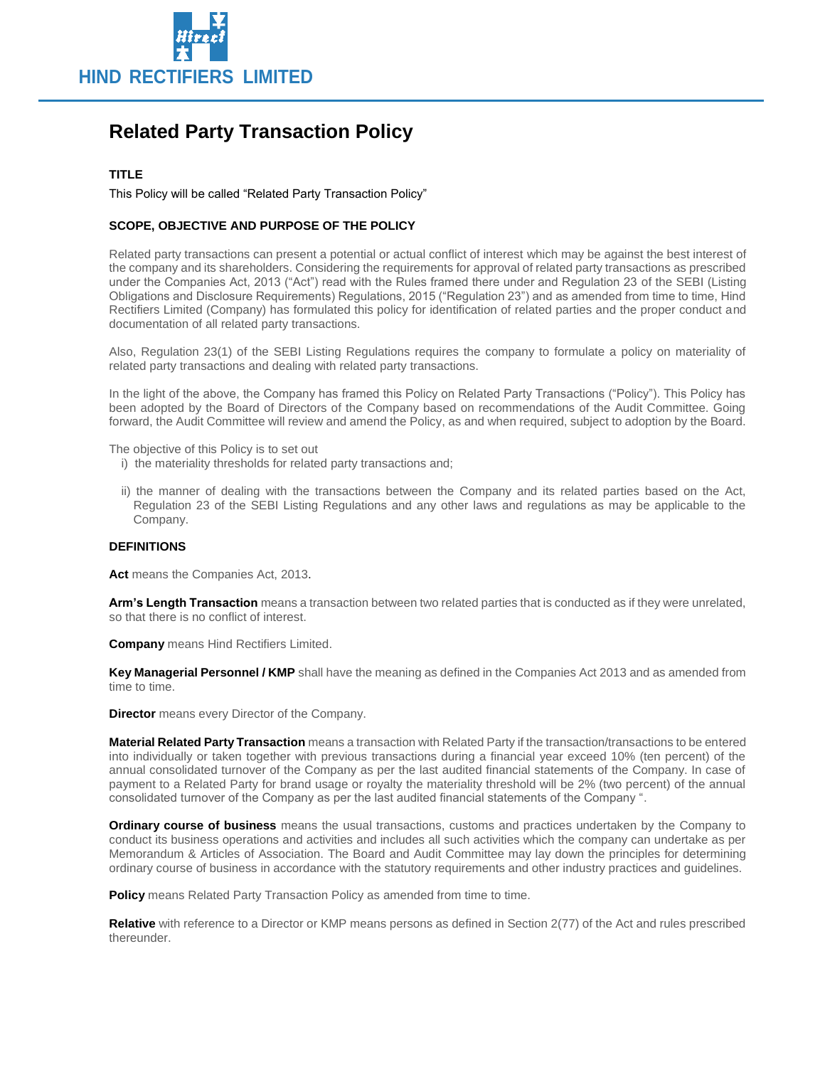HIND RECTIFIERS LIMITED

# Related Party Transaction Policy

## TITLE

This Policy will be called "Related Party Transaction Policy"

## SCOPE, OBJECTIVE AND PURPOSE OF THE POLICY

Related party transactions can present a potential or actual conflict of interest which may be against the best interest of the company and its shareholders. Considering the requirements for approval of related party transactions as prescribed under the Companies Act, 2013 ("Act") read with the Rules framed there under and Regulation 23 of the SEBI (Listing Obligations and Disclosure Requirements) Regulations, 2015 ("Regulation 23") and as amended from time to time, Hind Rectifiers Limited (Company) has formulated this policy for identification of related parties and the proper conduct and documentation of all related party transactions.

Also, Regulation 23(1) of the SEBI Listing Regulations requires the company to formulate a policy on materiality of related party transactions and dealing with related party transactions.

In the light of the above, the Company has framed this Policy on Related Party Transactions ("Policy"). This Policy has been adopted by the Board of Directors of the Company based on recommendations of the Audit Committee. Going forward, the Audit Committee will review and amend the Policy, as and when required, subject to adoption by the Board.

The objective of this Policy is to set out

i) the materiality thresholds for related party transactions and;

ii) the manner of dealing with the transactions between the Company and its related parties based on the Act, Regulation 23 of the SEBI Listing Regulations and any other laws and regulations as may be applicable to the Company.

## DEFINITIONS

**Act** means the Companies Act, 2013.

**Arm's Length Transaction** means a transaction between two related parties that is conducted as if they were unrelated, so that there is no conflict of interest.

**Company** means Hind Rectifiers Limited.

**Key Managerial Personnel / KMP** shall have the meaning as defined in the Companies Act 2013 and as amended from time to time.

**Director** means every Director of the Company.

**Material Related Party Transaction** means a transaction with Related Party if the transaction/transactions to be entered into individually or taken together with previous transactions during a financial year exceed 10% (ten percent) of the annual consolidated turnover of the Company as per the last audited financial statements of the Company. In case of payment to a Related Party for brand usage or royalty the materiality threshold will be 2% (two percent) of the annual consolidated turnover of the Company as per the last audited financial statements of the Company ".

**Ordinary course of business** means the usual transactions, customs and practices undertaken by the Company to conduct its business operations and activities and includes all such activities which the company can undertake as per Memorandum & Articles of Association. The Board and Audit Committee may lay down the principles for determining ordinary course of business in accordance with the statutory requirements and other industry practices and guidelines.

**Policy** means Related Party Transaction Policy as amended from time to time.

**Relative** with reference to a Director or KMP means persons as defined in Section 2(77) of the Act and rules prescribed thereunder.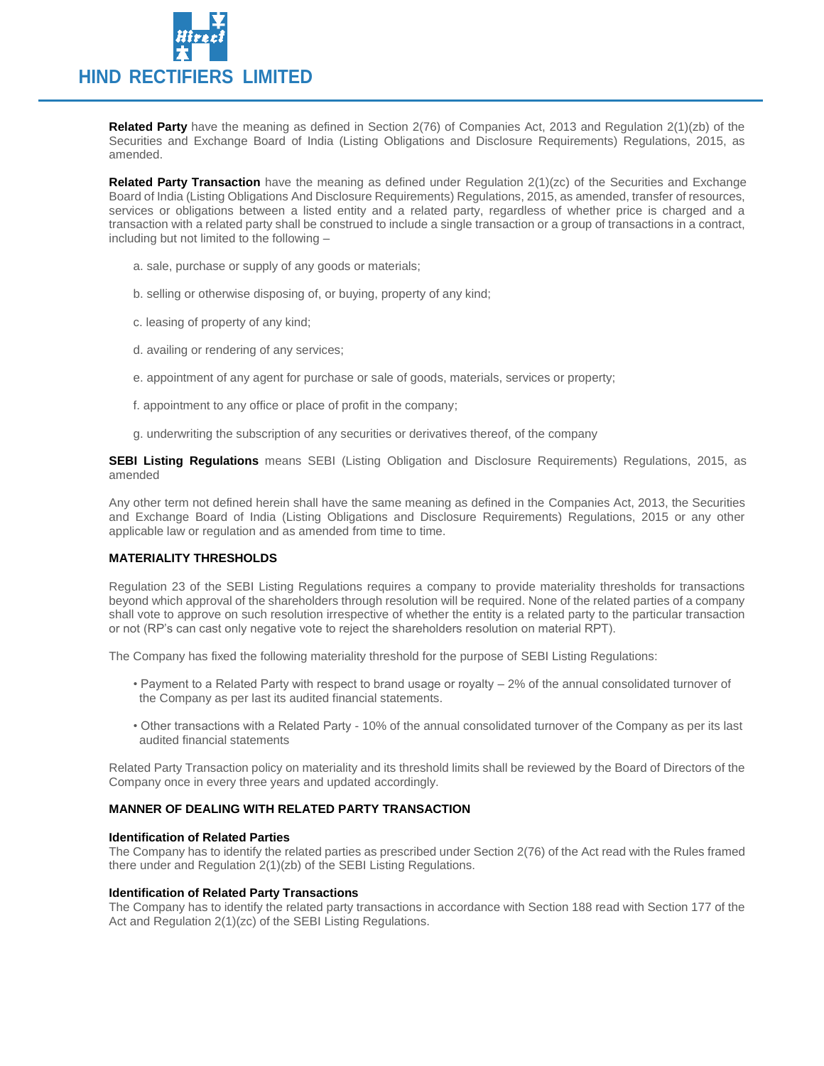**Related Party** have the meaning as defined in Section 2(76) of Companies Act, 2013 and Regulation 2(1)(zb) of the Securities and Exchange Board of India (Listing Obligations and Disclosure Requirements) Regulations, 2015, as amended.

**Related Party Transaction** have the meaning as defined under Regulation 2(1)(zc) of the Securities and Exchange Board of India (Listing Obligations And Disclosure Requirements) Regulations, 2015, as amended, transfer of resources, services or obligations between a listed entity and a related party, regardless of whether price is charged and a transaction with a related party shall be construed to include a single transaction or a group of transactions in a contract, including but not limited to the following –

a. sale, purchase or supply of any goods or materials;

b. selling or otherwise disposing of, or buying, property of any kind;

c. leasing of property of any kind;

d. availing or rendering of any services;

e. appointment of any agent for purchase or sale of goods, materials, services or property;

f. appointment to any office or place of profit in the company;

g. underwriting the subscription of any securities or derivatives thereof, of the company

**SEBI Listing Regulations** means SEBI (Listing Obligation and Disclosure Requirements) Regulations, 2015, as amended

Any other term not defined herein shall have the same meaning as defined in the Companies Act, 2013, the Securities and Exchange Board of India (Listing Obligations and Disclosure Requirements) Regulations, 2015 or any other applicable law or regulation and as amended from time to time.

**MATERIALITY THRESHOLDS**

Regulation 23 of the SEBI Listing Regulations requires a company to provide materiality thresholds for transactions beyond which approval of the shareholders through resolution will be required. None of the related parties of a company shall vote to approve on such resolution irrespective of whether the entity is a related party to the particular transaction or not (RP's can cast only negative vote to reject the shareholders resolution on material RPT).

The Company has fixed the following materiality threshold for the purpose of SEBI Listing Regulations:

- Payment to a Related Party with respect to brand usage or royalty – 2% of the annual consolidated turnover of the Company as per last its audited financial statements.
- Other transactions with a Related Party - 10% of the annual consolidated turnover of the Company as per its last audited financial statements

Related Party Transaction policy on materiality and its threshold limits shall be reviewed by the Board of Directors of the Company once in every three years and updated accordingly.

**MANNER OF DEALING WITH RELATED PARTY TRANSACTION**

**Identification of Related Parties**
The Company has to identify the related parties as prescribed under Section 2(76) of the Act read with the Rules framed there under and Regulation 2(1)(zb) of the SEBI Listing Regulations.

**Identification of Related Party Transactions**
The Company has to identify the related party transactions in accordance with Section 188 read with Section 177 of the Act and Regulation 2(1)(zc) of the SEBI Listing Regulations.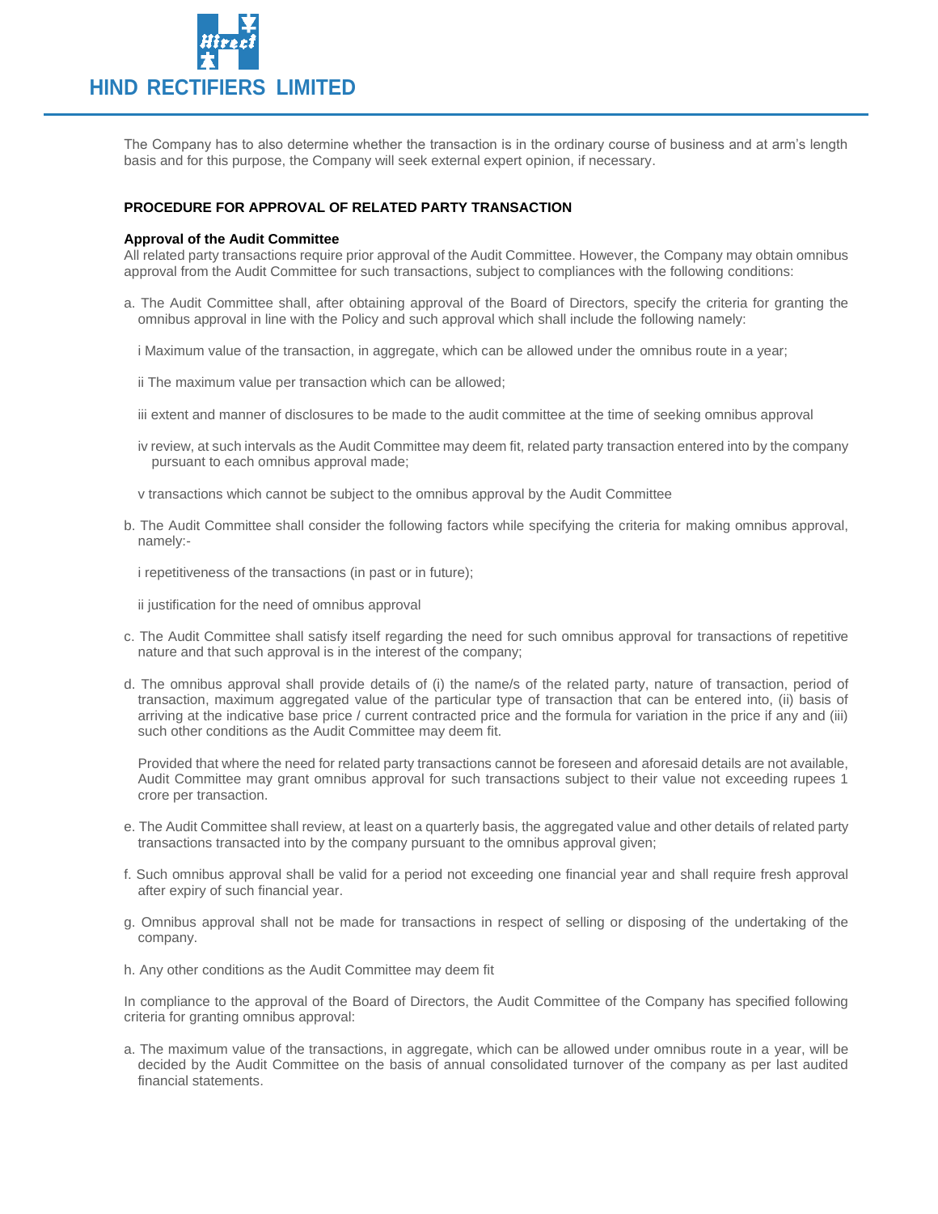The Company has to also determine whether the transaction is in the ordinary course of business and at arm's length basis and for this purpose, the Company will seek external expert opinion, if necessary.

## PROCEDURE FOR APPROVAL OF RELATED PARTY TRANSACTION

### Approval of the Audit Committee

All related party transactions require prior approval of the Audit Committee. However, the Company may obtain omnibus approval from the Audit Committee for such transactions, subject to compliances with the following conditions:

a. The Audit Committee shall, after obtaining approval of the Board of Directors, specify the criteria for granting the omnibus approval in line with the Policy and such approval which shall include the following namely:

   i Maximum value of the transaction, in aggregate, which can be allowed under the omnibus route in a year;

   ii The maximum value per transaction which can be allowed;

   iii extent and manner of disclosures to be made to the audit committee at the time of seeking omnibus approval

   iv review, at such intervals as the Audit Committee may deem fit, related party transaction entered into by the company pursuant to each omnibus approval made;

   v transactions which cannot be subject to the omnibus approval by the Audit Committee

b. The Audit Committee shall consider the following factors while specifying the criteria for making omnibus approval, namely:-

   i repetitiveness of the transactions (in past or in future);

   ii justification for the need of omnibus approval

c. The Audit Committee shall satisfy itself regarding the need for such omnibus approval for transactions of repetitive nature and that such approval is in the interest of the company;

d. The omnibus approval shall provide details of (i) the name/s of the related party, nature of transaction, period of transaction, maximum aggregated value of the particular type of transaction that can be entered into, (ii) basis of arriving at the indicative base price / current contracted price and the formula for variation in the price if any and (iii) such other conditions as the Audit Committee may deem fit.

   Provided that where the need for related party transactions cannot be foreseen and aforesaid details are not available, Audit Committee may grant omnibus approval for such transactions subject to their value not exceeding rupees 1 crore per transaction.

e. The Audit Committee shall review, at least on a quarterly basis, the aggregated value and other details of related party transactions transacted into by the company pursuant to the omnibus approval given;

f. Such omnibus approval shall be valid for a period not exceeding one financial year and shall require fresh approval after expiry of such financial year.

g. Omnibus approval shall not be made for transactions in respect of selling or disposing of the undertaking of the company.

h. Any other conditions as the Audit Committee may deem fit

In compliance to the approval of the Board of Directors, the Audit Committee of the Company has specified following criteria for granting omnibus approval:

a. The maximum value of the transactions, in aggregate, which can be allowed under omnibus route in a year, will be decided by the Audit Committee on the basis of annual consolidated turnover of the company as per last audited financial statements.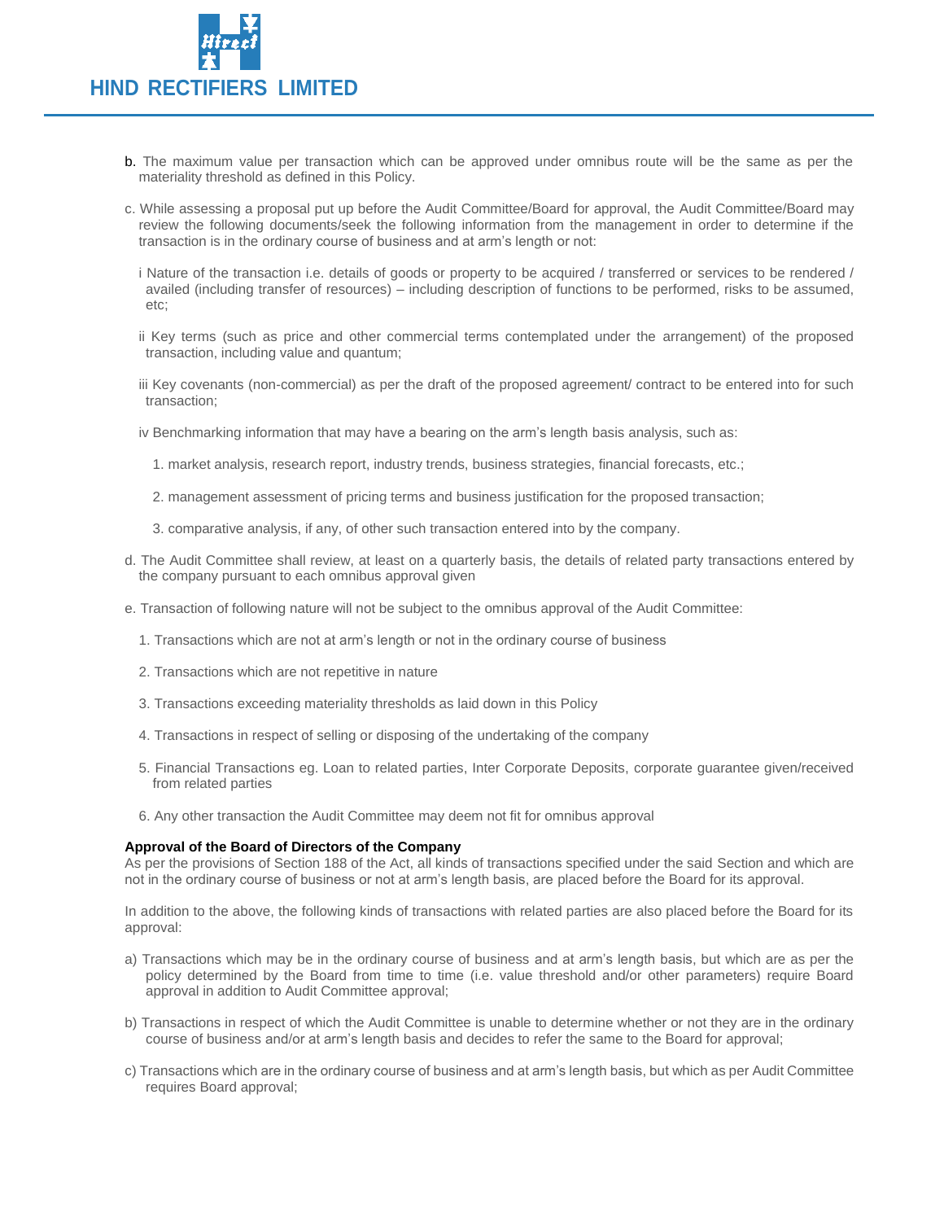b. The maximum value per transaction which can be approved under omnibus route will be the same as per the materiality threshold as defined in this Policy.

c. While assessing a proposal put up before the Audit Committee/Board for approval, the Audit Committee/Board may review the following documents/seek the following information from the management in order to determine if the transaction is in the ordinary course of business and at arm's length or not:

i Nature of the transaction i.e. details of goods or property to be acquired / transferred or services to be rendered / availed (including transfer of resources) – including description of functions to be performed, risks to be assumed, etc;

ii Key terms (such as price and other commercial terms contemplated under the arrangement) of the proposed transaction, including value and quantum;

iii Key covenants (non-commercial) as per the draft of the proposed agreement/ contract to be entered into for such transaction;

iv Benchmarking information that may have a bearing on the arm's length basis analysis, such as:

1. market analysis, research report, industry trends, business strategies, financial forecasts, etc.;
2. management assessment of pricing terms and business justification for the proposed transaction;
3. comparative analysis, if any, of other such transaction entered into by the company.

d. The Audit Committee shall review, at least on a quarterly basis, the details of related party transactions entered by the company pursuant to each omnibus approval given

e. Transaction of following nature will not be subject to the omnibus approval of the Audit Committee:

1. Transactions which are not at arm's length or not in the ordinary course of business
2. Transactions which are not repetitive in nature
3. Transactions exceeding materiality thresholds as laid down in this Policy
4. Transactions in respect of selling or disposing of the undertaking of the company
5. Financial Transactions eg. Loan to related parties, Inter Corporate Deposits, corporate guarantee given/received from related parties
6. Any other transaction the Audit Committee may deem not fit for omnibus approval

**Approval of the Board of Directors of the Company**

As per the provisions of Section 188 of the Act, all kinds of transactions specified under the said Section and which are not in the ordinary course of business or not at arm's length basis, are placed before the Board for its approval.

In addition to the above, the following kinds of transactions with related parties are also placed before the Board for its approval:

a) Transactions which may be in the ordinary course of business and at arm's length basis, but which are as per the policy determined by the Board from time to time (i.e. value threshold and/or other parameters) require Board approval in addition to Audit Committee approval;

b) Transactions in respect of which the Audit Committee is unable to determine whether or not they are in the ordinary course of business and/or at arm's length basis and decides to refer the same to the Board for approval;

c) Transactions which are in the ordinary course of business and at arm's length basis, but which as per Audit Committee requires Board approval;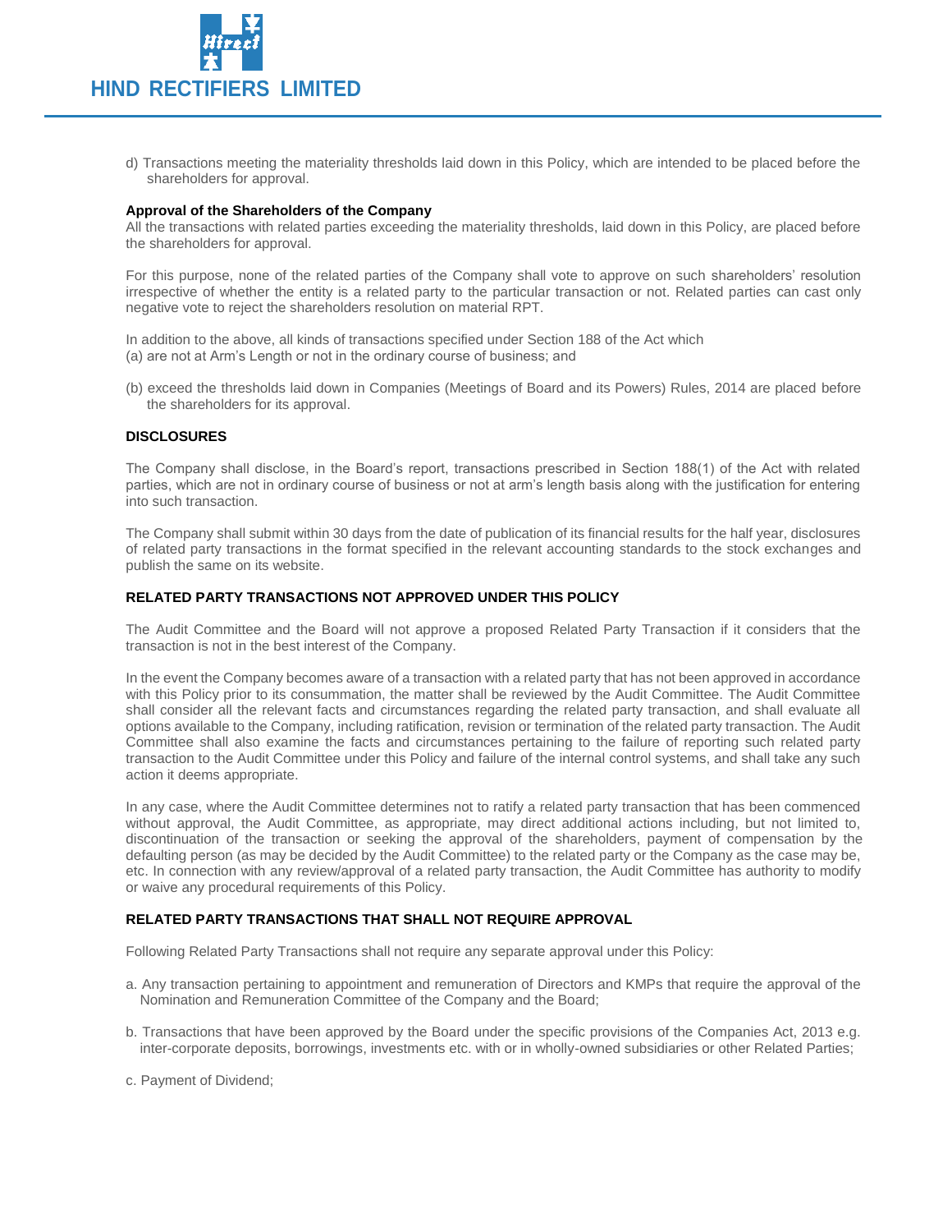d) Transactions meeting the materiality thresholds laid down in this Policy, which are intended to be placed before the shareholders for approval.

**Approval of the Shareholders of the Company**

All the transactions with related parties exceeding the materiality thresholds, laid down in this Policy, are placed before the shareholders for approval.

For this purpose, none of the related parties of the Company shall vote to approve on such shareholders' resolution irrespective of whether the entity is a related party to the particular transaction or not. Related parties can cast only negative vote to reject the shareholders resolution on material RPT.

In addition to the above, all kinds of transactions specified under Section 188 of the Act which
(a) are not at Arm's Length or not in the ordinary course of business; and

(b) exceed the thresholds laid down in Companies (Meetings of Board and its Powers) Rules, 2014 are placed before the shareholders for its approval.

## DISCLOSURES

The Company shall disclose, in the Board's report, transactions prescribed in Section 188(1) of the Act with related parties, which are not in ordinary course of business or not at arm's length basis along with the justification for entering into such transaction.

The Company shall submit within 30 days from the date of publication of its financial results for the half year, disclosures of related party transactions in the format specified in the relevant accounting standards to the stock exchanges and publish the same on its website.

## RELATED PARTY TRANSACTIONS NOT APPROVED UNDER THIS POLICY

The Audit Committee and the Board will not approve a proposed Related Party Transaction if it considers that the transaction is not in the best interest of the Company.

In the event the Company becomes aware of a transaction with a related party that has not been approved in accordance with this Policy prior to its consummation, the matter shall be reviewed by the Audit Committee. The Audit Committee shall consider all the relevant facts and circumstances regarding the related party transaction, and shall evaluate all options available to the Company, including ratification, revision or termination of the related party transaction. The Audit Committee shall also examine the facts and circumstances pertaining to the failure of reporting such related party transaction to the Audit Committee under this Policy and failure of the internal control systems, and shall take any such action it deems appropriate.

In any case, where the Audit Committee determines not to ratify a related party transaction that has been commenced without approval, the Audit Committee, as appropriate, may direct additional actions including, but not limited to, discontinuation of the transaction or seeking the approval of the shareholders, payment of compensation by the defaulting person (as may be decided by the Audit Committee) to the related party or the Company as the case may be, etc. In connection with any review/approval of a related party transaction, the Audit Committee has authority to modify or waive any procedural requirements of this Policy.

## RELATED PARTY TRANSACTIONS THAT SHALL NOT REQUIRE APPROVAL

Following Related Party Transactions shall not require any separate approval under this Policy:

a. Any transaction pertaining to appointment and remuneration of Directors and KMPs that require the approval of the Nomination and Remuneration Committee of the Company and the Board;

b. Transactions that have been approved by the Board under the specific provisions of the Companies Act, 2013 e.g. inter-corporate deposits, borrowings, investments etc. with or in wholly-owned subsidiaries or other Related Parties;

c. Payment of Dividend;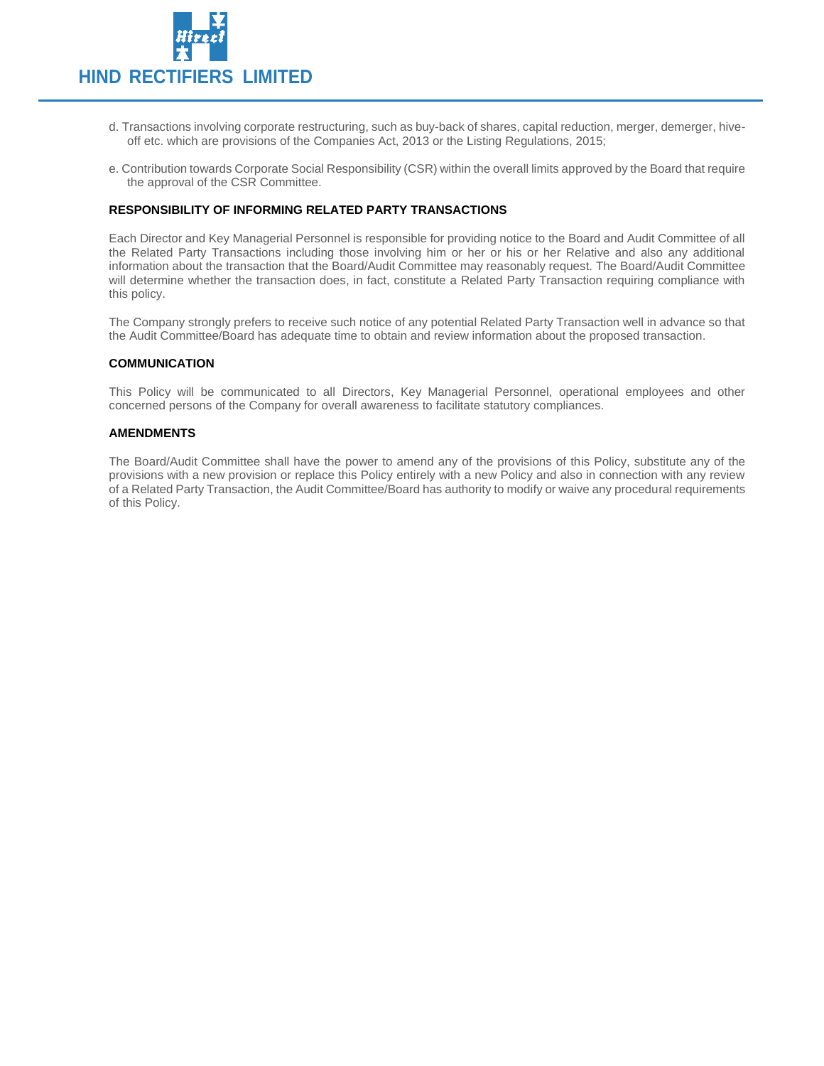d. Transactions involving corporate restructuring, such as buy-back of shares, capital reduction, merger, demerger, hive-off etc. which are provisions of the Companies Act, 2013 or the Listing Regulations, 2015;

e. Contribution towards Corporate Social Responsibility (CSR) within the overall limits approved by the Board that require the approval of the CSR Committee.

**RESPONSIBILITY OF INFORMING RELATED PARTY TRANSACTIONS**

Each Director and Key Managerial Personnel is responsible for providing notice to the Board and Audit Committee of all the Related Party Transactions including those involving him or her or his or her Relative and also any additional information about the transaction that the Board/Audit Committee may reasonably request. The Board/Audit Committee will determine whether the transaction does, in fact, constitute a Related Party Transaction requiring compliance with this policy.

The Company strongly prefers to receive such notice of any potential Related Party Transaction well in advance so that the Audit Committee/Board has adequate time to obtain and review information about the proposed transaction.

**COMMUNICATION**

This Policy will be communicated to all Directors, Key Managerial Personnel, operational employees and other concerned persons of the Company for overall awareness to facilitate statutory compliances.

**AMENDMENTS**

The Board/Audit Committee shall have the power to amend any of the provisions of this Policy, substitute any of the provisions with a new provision or replace this Policy entirely with a new Policy and also in connection with any review of a Related Party Transaction, the Audit Committee/Board has authority to modify or waive any procedural requirements of this Policy.